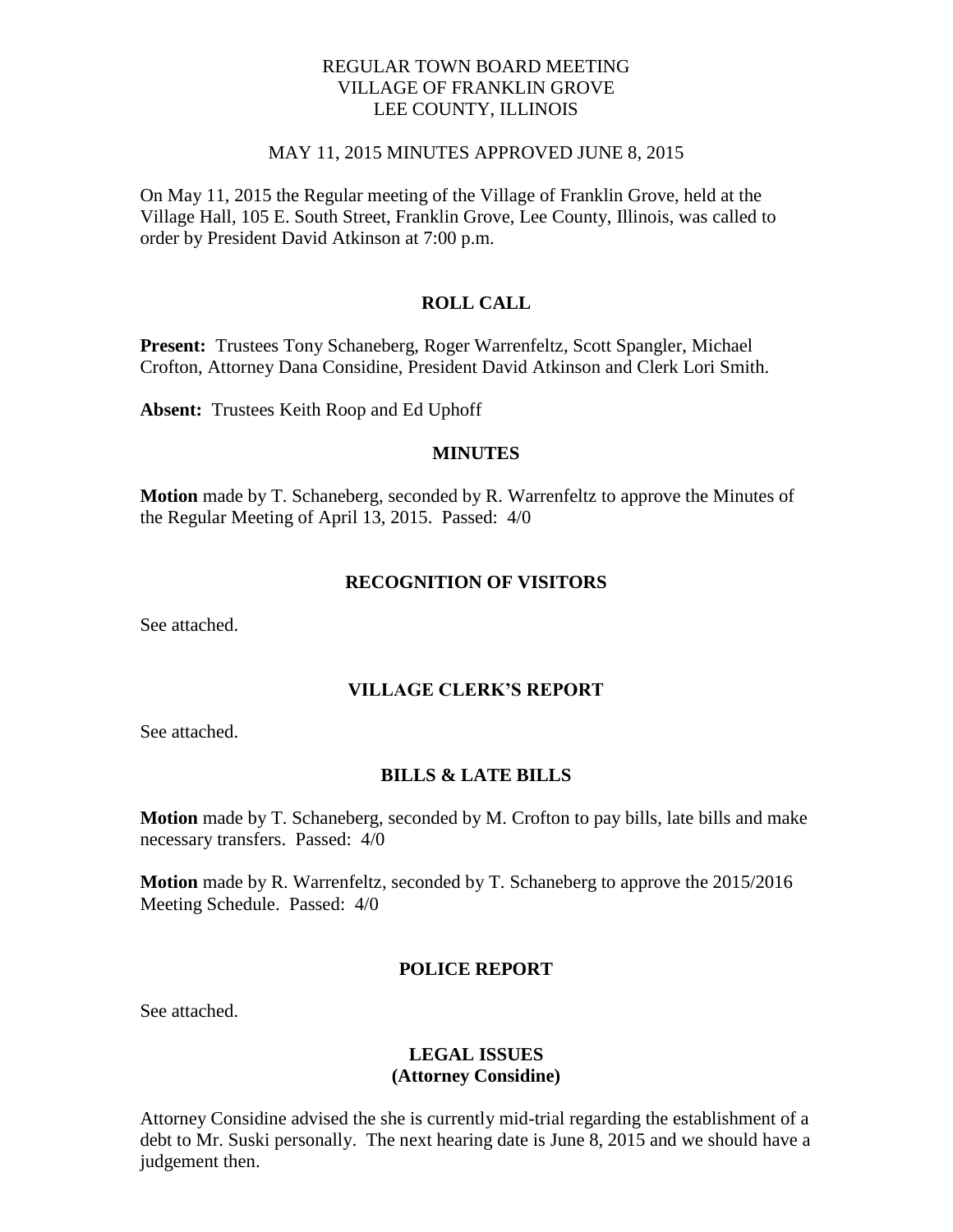REGULAR TOWN BOARD MEETING
VILLAGE OF FRANKLIN GROVE
LEE COUNTY, ILLINOIS

MAY 11, 2015 MINUTES APPROVED JUNE 8, 2015

On May 11, 2015 the Regular meeting of the Village of Franklin Grove, held at the Village Hall, 105 E. South Street, Franklin Grove, Lee County, Illinois, was called to order by President David Atkinson at 7:00 p.m.

## ROLL CALL

**Present:** Trustees Tony Schaneberg, Roger Warrenfeltz, Scott Spangler, Michael Crofton, Attorney Dana Considine, President David Atkinson and Clerk Lori Smith.

**Absent:** Trustees Keith Roop and Ed Uphoff

## MINUTES

**Motion** made by T. Schaneberg, seconded by R. Warrenfeltz to approve the Minutes of the Regular Meeting of April 13, 2015. Passed: 4/0

## RECOGNITION OF VISITORS

See attached.

## VILLAGE CLERK'S REPORT

See attached.

## BILLS & LATE BILLS

**Motion** made by T. Schaneberg, seconded by M. Crofton to pay bills, late bills and make necessary transfers. Passed: 4/0

**Motion** made by R. Warrenfeltz, seconded by T. Schaneberg to approve the 2015/2016 Meeting Schedule. Passed: 4/0

## POLICE REPORT

See attached.

## LEGAL ISSUES
## (Attorney Considine)

Attorney Considine advised the she is currently mid-trial regarding the establishment of a debt to Mr. Suski personally. The next hearing date is June 8, 2015 and we should have a judgement then.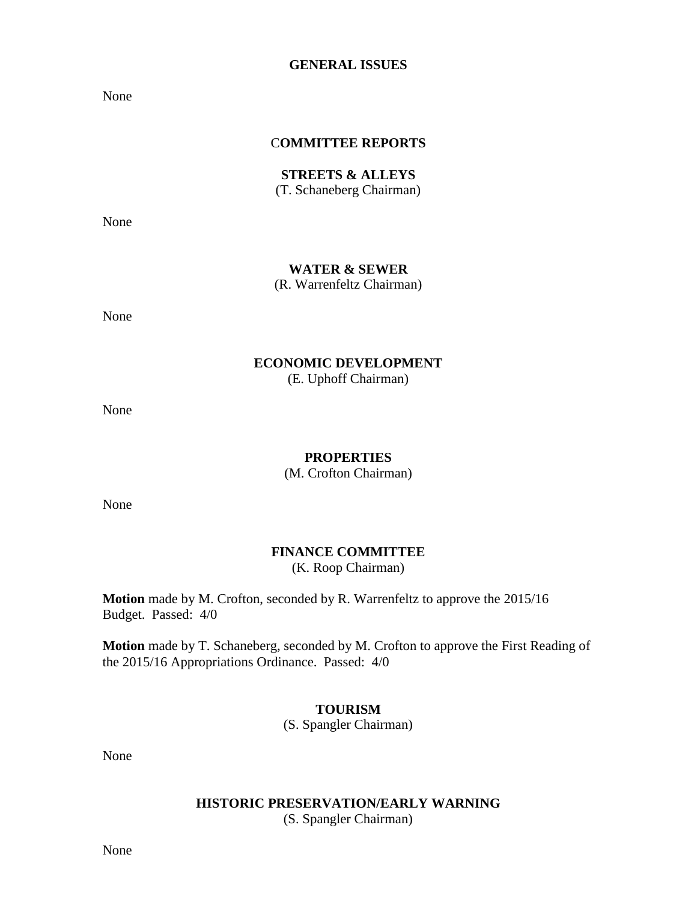## GENERAL ISSUES

None

## COMMITTEE REPORTS

### STREETS & ALLEYS

(T. Schaneberg Chairman)

None

### WATER & SEWER

(R. Warrenfeltz Chairman)

None

### ECONOMIC DEVELOPMENT

(E. Uphoff Chairman)

None

### PROPERTIES

(M. Crofton Chairman)

None

### FINANCE COMMITTEE

(K. Roop Chairman)

**Motion** made by M. Crofton, seconded by R. Warrenfeltz to approve the 2015/16 Budget. Passed: 4/0

**Motion** made by T. Schaneberg, seconded by M. Crofton to approve the First Reading of the 2015/16 Appropriations Ordinance. Passed: 4/0

### TOURISM

(S. Spangler Chairman)

None

### HISTORIC PRESERVATION/EARLY WARNING

(S. Spangler Chairman)

None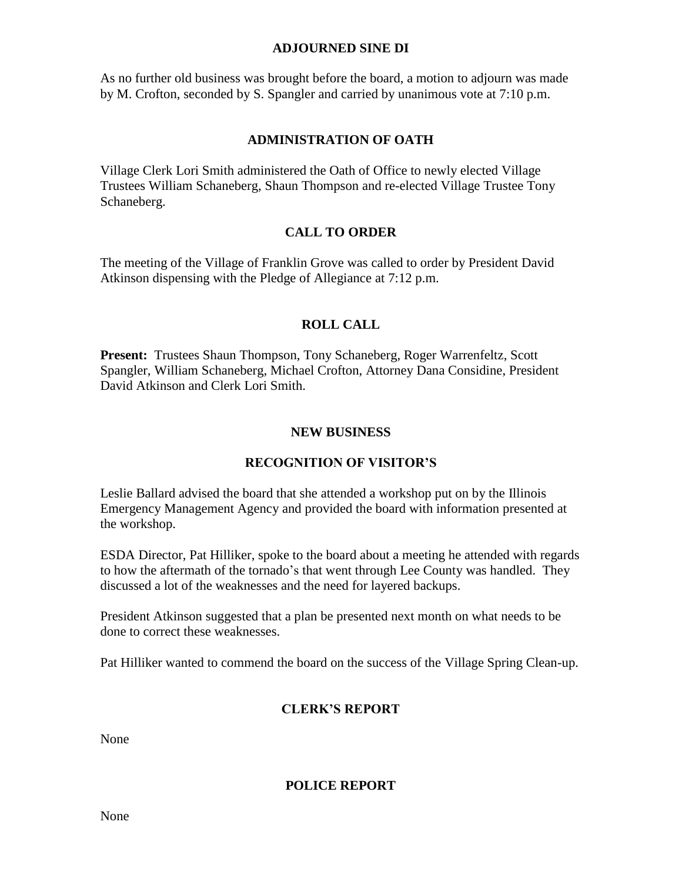## ADJOURNED SINE DI

As no further old business was brought before the board, a motion to adjourn was made by M. Crofton, seconded by S. Spangler and carried by unanimous vote at 7:10 p.m.

## ADMINISTRATION OF OATH

Village Clerk Lori Smith administered the Oath of Office to newly elected Village Trustees William Schaneberg, Shaun Thompson and re-elected Village Trustee Tony Schaneberg.

## CALL TO ORDER

The meeting of the Village of Franklin Grove was called to order by President David Atkinson dispensing with the Pledge of Allegiance at 7:12 p.m.

## ROLL CALL

**Present:** Trustees Shaun Thompson, Tony Schaneberg, Roger Warrenfeltz, Scott Spangler, William Schaneberg, Michael Crofton, Attorney Dana Considine, President David Atkinson and Clerk Lori Smith.

## NEW BUSINESS

## RECOGNITION OF VISITOR'S

Leslie Ballard advised the board that she attended a workshop put on by the Illinois Emergency Management Agency and provided the board with information presented at the workshop.

ESDA Director, Pat Hilliker, spoke to the board about a meeting he attended with regards to how the aftermath of the tornado's that went through Lee County was handled. They discussed a lot of the weaknesses and the need for layered backups.

President Atkinson suggested that a plan be presented next month on what needs to be done to correct these weaknesses.

Pat Hilliker wanted to commend the board on the success of the Village Spring Clean-up.

## CLERK'S REPORT

None

## POLICE REPORT

None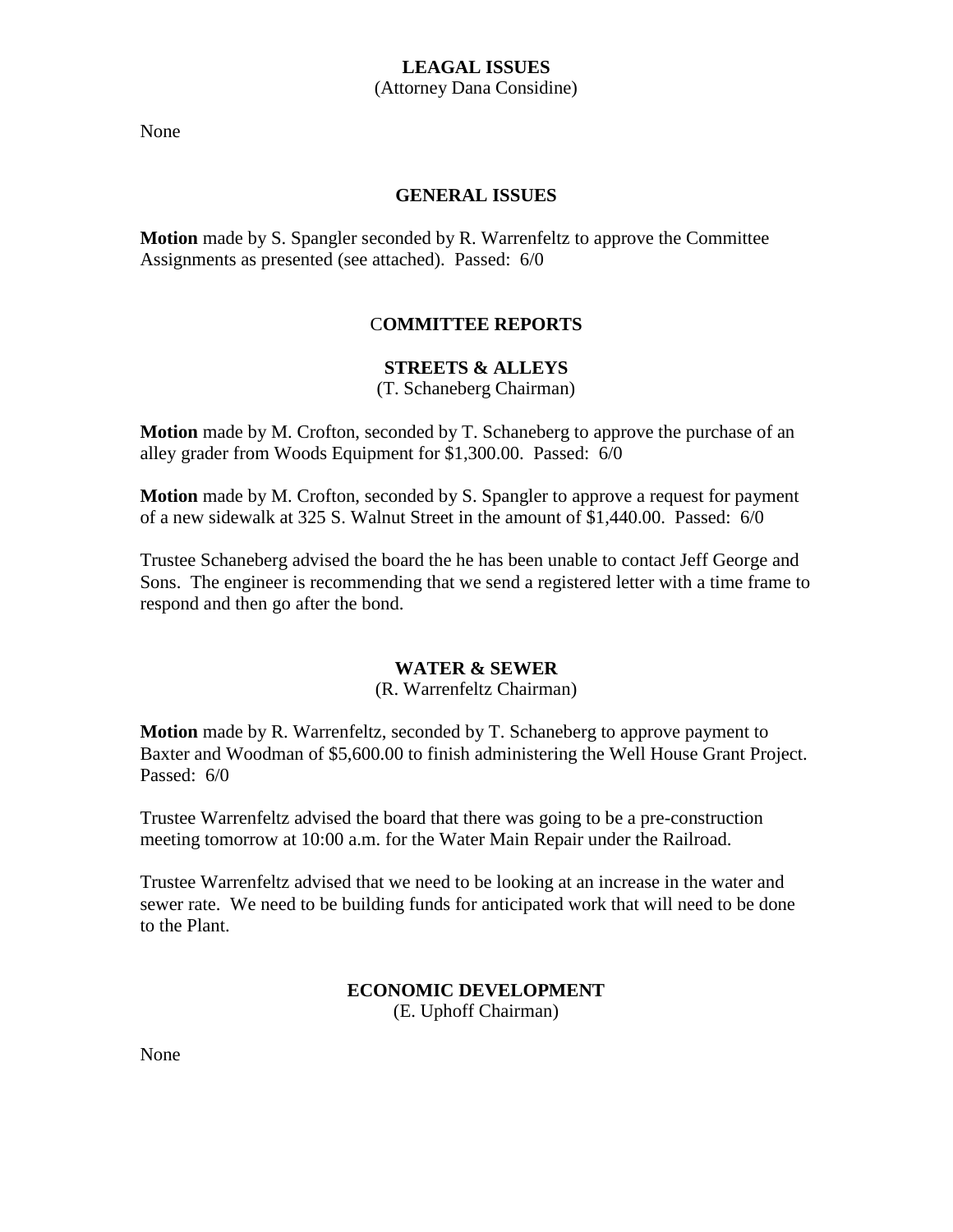## LEAGAL ISSUES
(Attorney Dana Considine)

None

## GENERAL ISSUES

**Motion** made by S. Spangler seconded by R. Warrenfeltz to approve the Committee Assignments as presented (see attached). Passed: 6/0

## COMMITTEE REPORTS

### STREETS & ALLEYS
(T. Schaneberg Chairman)

**Motion** made by M. Crofton, seconded by T. Schaneberg to approve the purchase of an alley grader from Woods Equipment for $1,300.00. Passed: 6/0

**Motion** made by M. Crofton, seconded by S. Spangler to approve a request for payment of a new sidewalk at 325 S. Walnut Street in the amount of $1,440.00. Passed: 6/0

Trustee Schaneberg advised the board the he has been unable to contact Jeff George and Sons. The engineer is recommending that we send a registered letter with a time frame to respond and then go after the bond.

### WATER & SEWER
(R. Warrenfeltz Chairman)

**Motion** made by R. Warrenfeltz, seconded by T. Schaneberg to approve payment to Baxter and Woodman of $5,600.00 to finish administering the Well House Grant Project. Passed: 6/0

Trustee Warrenfeltz advised the board that there was going to be a pre-construction meeting tomorrow at 10:00 a.m. for the Water Main Repair under the Railroad.

Trustee Warrenfeltz advised that we need to be looking at an increase in the water and sewer rate. We need to be building funds for anticipated work that will need to be done to the Plant.

### ECONOMIC DEVELOPMENT
(E. Uphoff Chairman)

None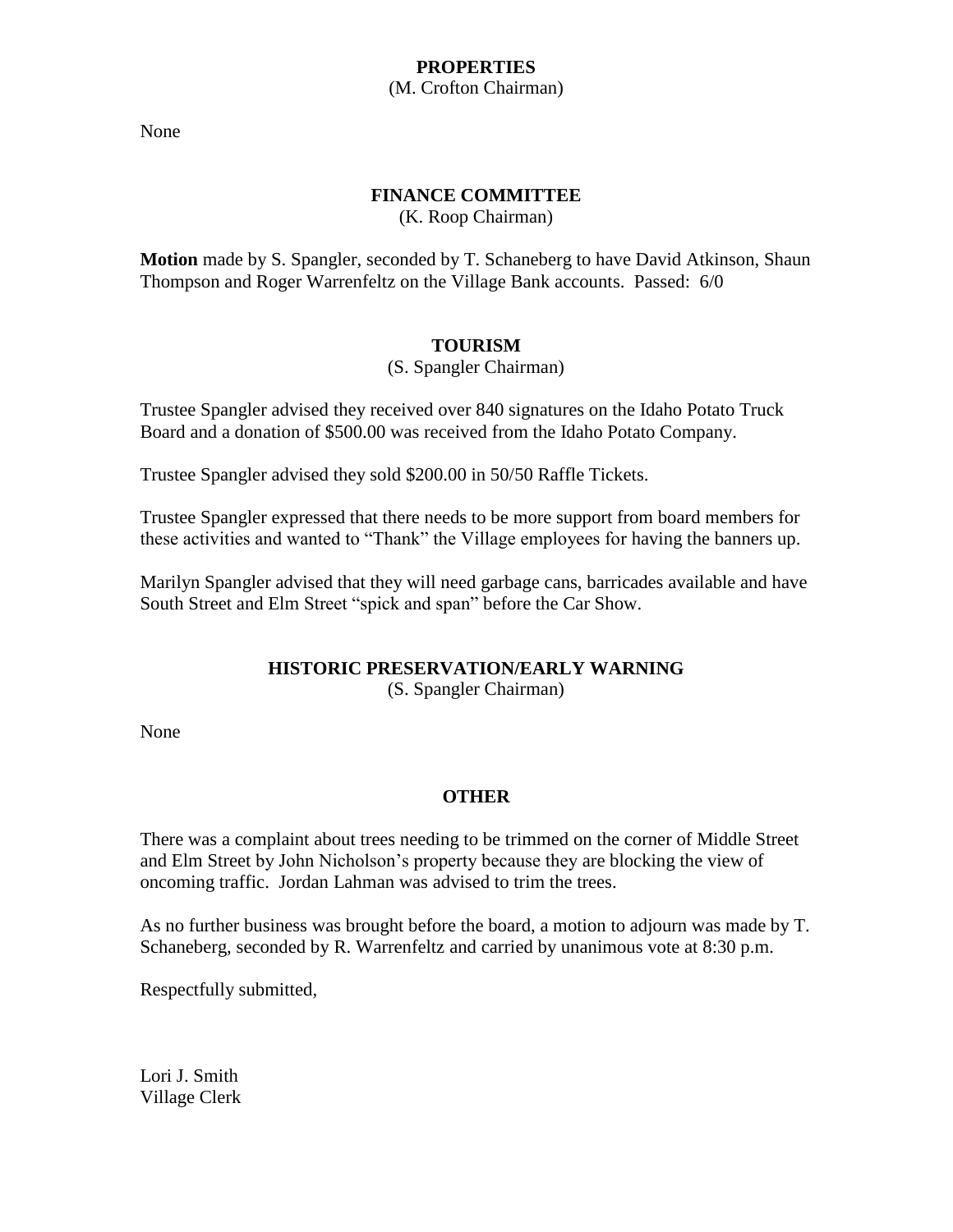## PROPERTIES

(M. Crofton Chairman)

None

## FINANCE COMMITTEE

(K. Roop Chairman)

**Motion** made by S. Spangler, seconded by T. Schaneberg to have David Atkinson, Shaun Thompson and Roger Warrenfeltz on the Village Bank accounts. Passed: 6/0

## TOURISM

(S. Spangler Chairman)

Trustee Spangler advised they received over 840 signatures on the Idaho Potato Truck Board and a donation of $500.00 was received from the Idaho Potato Company.

Trustee Spangler advised they sold $200.00 in 50/50 Raffle Tickets.

Trustee Spangler expressed that there needs to be more support from board members for these activities and wanted to "Thank" the Village employees for having the banners up.

Marilyn Spangler advised that they will need garbage cans, barricades available and have South Street and Elm Street "spick and span" before the Car Show.

## HISTORIC PRESERVATION/EARLY WARNING

(S. Spangler Chairman)

None

## OTHER

There was a complaint about trees needing to be trimmed on the corner of Middle Street and Elm Street by John Nicholson's property because they are blocking the view of oncoming traffic. Jordan Lahman was advised to trim the trees.

As no further business was brought before the board, a motion to adjourn was made by T. Schaneberg, seconded by R. Warrenfeltz and carried by unanimous vote at 8:30 p.m.

Respectfully submitted,

Lori J. Smith
Village Clerk